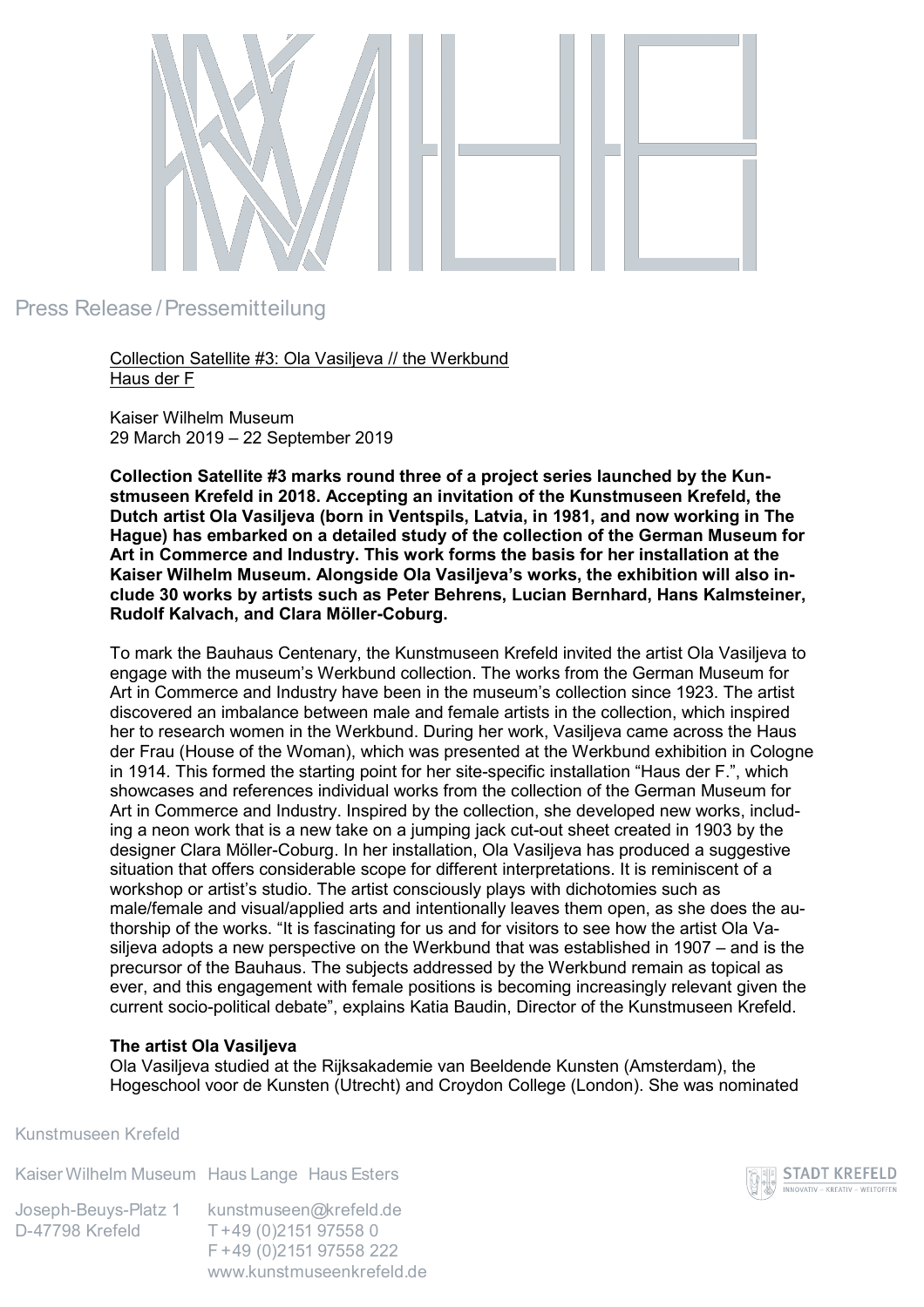Press Release / Pressemitteilung

Collection Satellite #3: Ola Vasiljeva // the Werkbund
Haus der F

Kaiser Wilhelm Museum
29 March 2019 – 22 September 2019

**Collection Satellite #3 marks round three of a project series launched by the Kunstmuseen Krefeld in 2018. Accepting an invitation of the Kunstmuseen Krefeld, the Dutch artist Ola Vasiljeva (born in Ventspils, Latvia, in 1981, and now working in The Hague) has embarked on a detailed study of the collection of the German Museum for Art in Commerce and Industry. This work forms the basis for her installation at the Kaiser Wilhelm Museum. Alongside Ola Vasiljeva's works, the exhibition will also include 30 works by artists such as Peter Behrens, Lucian Bernhard, Hans Kalmsteiner, Rudolf Kalvach, and Clara Möller-Coburg.**

To mark the Bauhaus Centenary, the Kunstmuseen Krefeld invited the artist Ola Vasiljeva to engage with the museum's Werkbund collection. The works from the German Museum for Art in Commerce and Industry have been in the museum's collection since 1923. The artist discovered an imbalance between male and female artists in the collection, which inspired her to research women in the Werkbund. During her work, Vasiljeva came across the Haus der Frau (House of the Woman), which was presented at the Werkbund exhibition in Cologne in 1914. This formed the starting point for her site-specific installation "Haus der F.", which showcases and references individual works from the collection of the German Museum for Art in Commerce and Industry. Inspired by the collection, she developed new works, including a neon work that is a new take on a jumping jack cut-out sheet created in 1903 by the designer Clara Möller-Coburg. In her installation, Ola Vasiljeva has produced a suggestive situation that offers considerable scope for different interpretations. It is reminiscent of a workshop or artist's studio. The artist consciously plays with dichotomies such as male/female and visual/applied arts and intentionally leaves them open, as she does the authorship of the works. "It is fascinating for us and for visitors to see how the artist Ola Vasiljeva adopts a new perspective on the Werkbund that was established in 1907 – and is the precursor of the Bauhaus. The subjects addressed by the Werkbund remain as topical as ever, and this engagement with female positions is becoming increasingly relevant given the current socio-political debate", explains Katia Baudin, Director of the Kunstmuseen Krefeld.

**The artist Ola Vasiljeva**

Ola Vasiljeva studied at the Rijksakademie van Beeldende Kunsten (Amsterdam), the Hogeschool voor de Kunsten (Utrecht) and Croydon College (London). She was nominated

Kunstmuseen Krefeld

Kaiser Wilhelm Museum Haus Lange Haus Esters

Joseph-Beuys-Platz 1
D-47798 Krefeld

kunstmuseen@krefeld.de
T +49 (0)2151 97558 0
F +49 (0)2151 97558 222
www.kunstmuseenkrefeld.de

STADT KREFELD
INNOVATIV – KREATIV – WELTOFFEN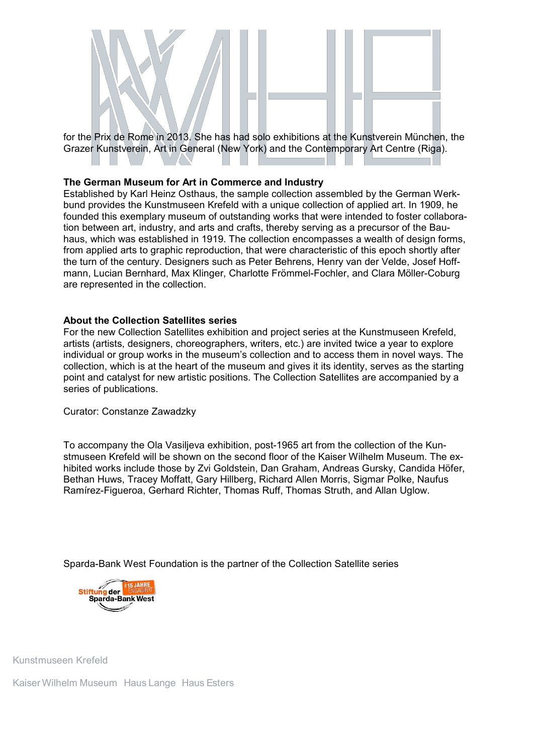for the Prix de Rome in 2013. She has had solo exhibitions at the Kunstverein München, the Grazer Kunstverein, Art in General (New York) and the Contemporary Art Centre (Riga).

**The German Museum for Art in Commerce and Industry**
Established by Karl Heinz Osthaus, the sample collection assembled by the German Werkbund provides the Kunstmuseen Krefeld with a unique collection of applied art. In 1909, he founded this exemplary museum of outstanding works that were intended to foster collaboration between art, industry, and arts and crafts, thereby serving as a precursor of the Bauhaus, which was established in 1919. The collection encompasses a wealth of design forms, from applied arts to graphic reproduction, that were characteristic of this epoch shortly after the turn of the century. Designers such as Peter Behrens, Henry van der Velde, Josef Hoffmann, Lucian Bernhard, Max Klinger, Charlotte Frömmel-Fochler, and Clara Möller-Coburg are represented in the collection.

**About the Collection Satellites series**
For the new Collection Satellites exhibition and project series at the Kunstmuseen Krefeld, artists (artists, designers, choreographers, writers, etc.) are invited twice a year to explore individual or group works in the museum's collection and to access them in novel ways. The collection, which is at the heart of the museum and gives it its identity, serves as the starting point and catalyst for new artistic positions. The Collection Satellites are accompanied by a series of publications.

Curator: Constanze Zawadzky

To accompany the Ola Vasiljeva exhibition, post-1965 art from the collection of the Kunstmuseen Krefeld will be shown on the second floor of the Kaiser Wilhelm Museum. The exhibited works include those by Zvi Goldstein, Dan Graham, Andreas Gursky, Candida Höfer, Bethan Huws, Tracey Moffatt, Gary Hillberg, Richard Allen Morris, Sigmar Polke, Naufus Ramírez-Figueroa, Gerhard Richter, Thomas Ruff, Thomas Struth, and Allan Uglow.

Sparda-Bank West Foundation is the partner of the Collection Satellite series

Stiftung der Sparda-Bank West #15 JAHRE ENGAGIERT

Kunstmuseen Krefeld

Kaiser Wilhelm Museum Haus Lange Haus Esters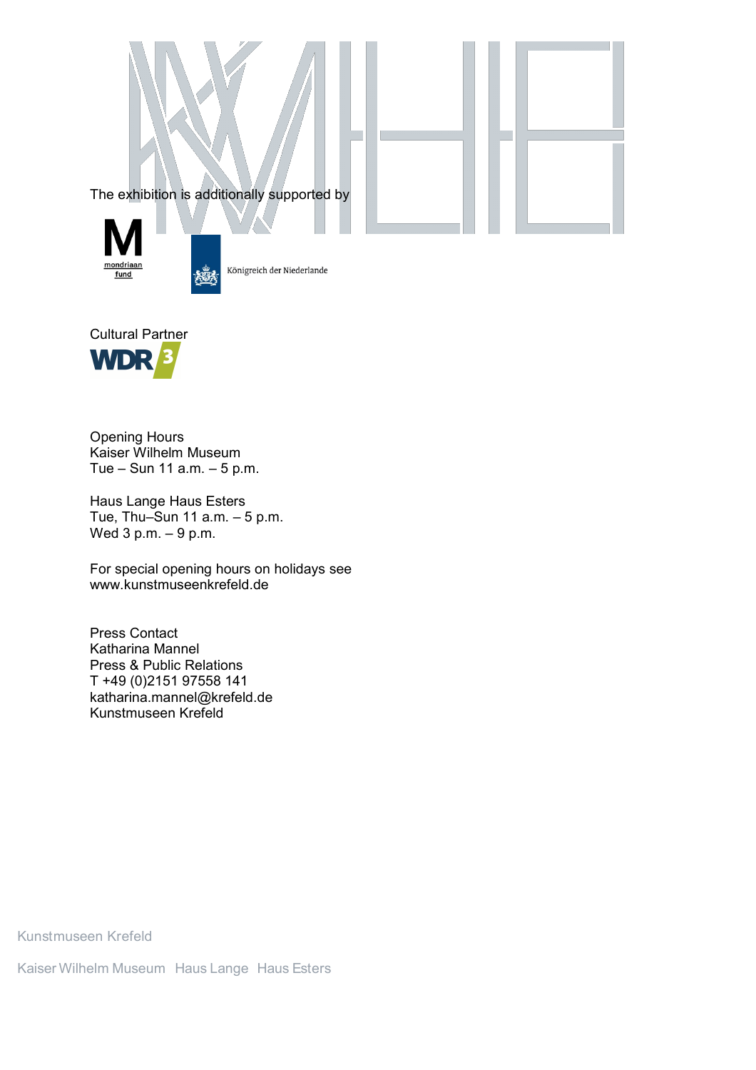The exhibition is additionally supported by

mondriaan fund

Königreich der Niederlande

Cultural Partner

WDR 3

Opening Hours
Kaiser Wilhelm Museum
Tue – Sun 11 a.m. – 5 p.m.

Haus Lange Haus Esters
Tue, Thu–Sun 11 a.m. – 5 p.m.
Wed 3 p.m. – 9 p.m.

For special opening hours on holidays see
www.kunstmuseenkrefeld.de

Press Contact
Katharina Mannel
Press & Public Relations
T +49 (0)2151 97558 141
katharina.mannel@krefeld.de
Kunstmuseen Krefeld